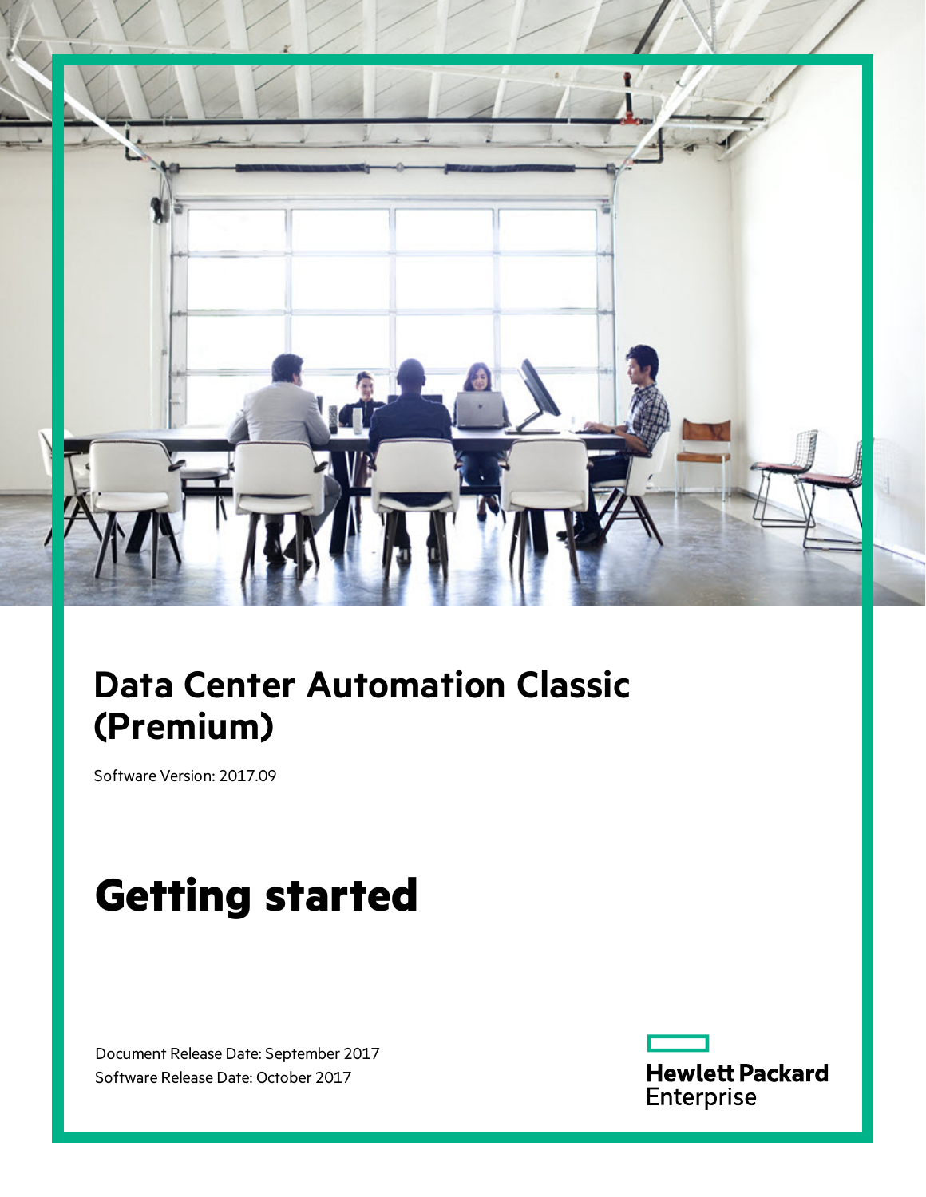# Data Center Automation Classic (Premium)

Software Version: 2017.09

# Getting started

Document Release Date: September 2017
Software Release Date: October 2017

Hewlett Packard Enterprise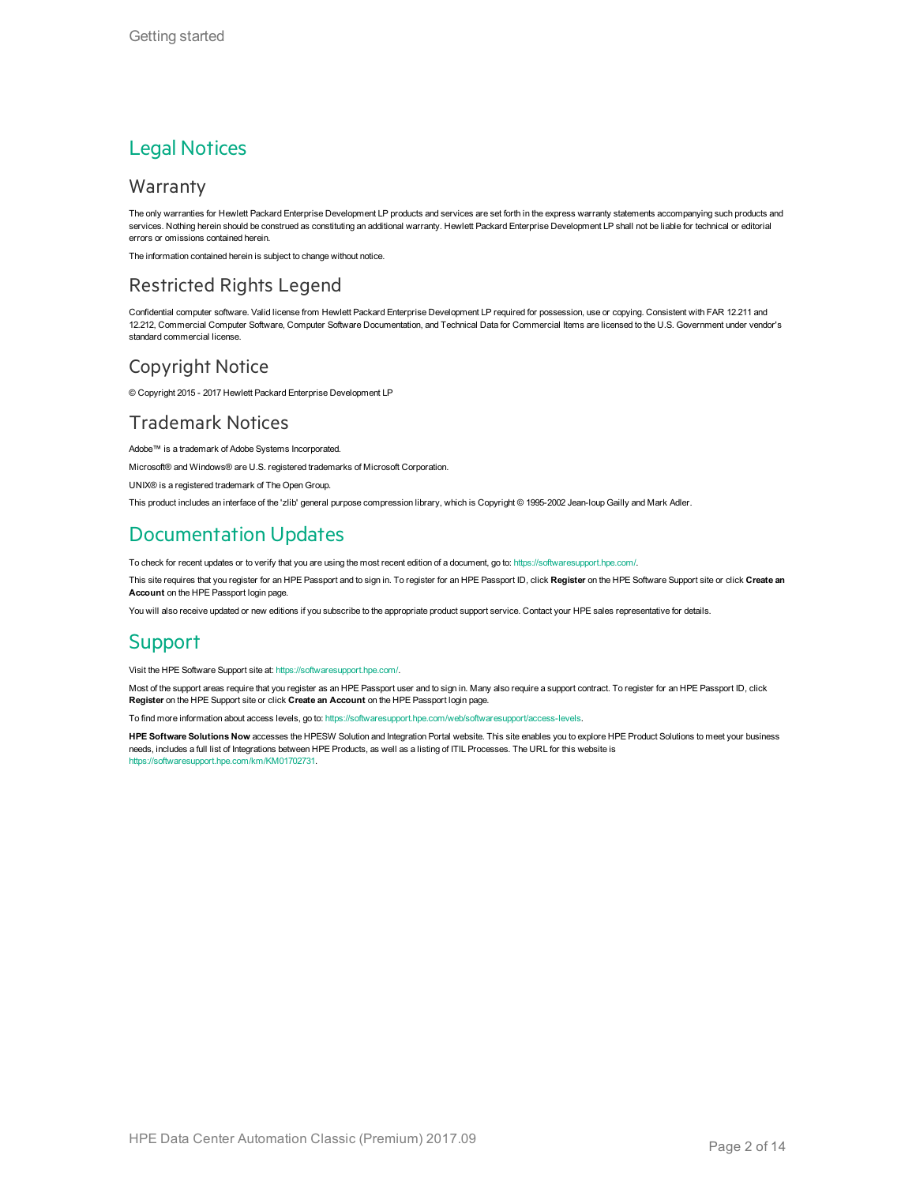# Legal Notices

## Warranty

The only warranties for Hewlett Packard Enterprise Development LP products and services are set forth in the express warranty statements accompanying such products and services. Nothing herein should be construed as constituting an additional warranty. Hewlett Packard Enterprise Development LP shall not be liable for technical or editorial errors or omissions contained herein.

The information contained herein is subject to change without notice.

## Restricted Rights Legend

Confidential computer software. Valid license from Hewlett Packard Enterprise Development LP required for possession, use or copying. Consistent with FAR 12.211 and 12.212, Commercial Computer Software, Computer Software Documentation, and Technical Data for Commercial Items are licensed to the U.S. Government under vendor's standard commercial license.

## Copyright Notice

© Copyright 2015 - 2017 Hewlett Packard Enterprise Development LP

## Trademark Notices

Adobe™ is a trademark of Adobe Systems Incorporated.

Microsoft® and Windows® are U.S. registered trademarks of Microsoft Corporation.

UNIX® is a registered trademark of The Open Group.

This product includes an interface of the 'zlib' general purpose compression library, which is Copyright © 1995-2002 Jean-loup Gailly and Mark Adler.

# Documentation Updates

To check for recent updates or to verify that you are using the most recent edition of a document, go to: https://softwaresupport.hpe.com/.

This site requires that you register for an HPE Passport and to sign in. To register for an HPE Passport ID, click **Register** on the HPE Software Support site or click **Create an Account** on the HPE Passport login page.

You will also receive updated or new editions if you subscribe to the appropriate product support service. Contact your HPE sales representative for details.

# Support

Visit the HPE Software Support site at: https://softwaresupport.hpe.com/.

Most of the support areas require that you register as an HPE Passport user and to sign in. Many also require a support contract. To register for an HPE Passport ID, click **Register** on the HPE Support site or click **Create an Account** on the HPE Passport login page.

To find more information about access levels, go to: https://softwaresupport.hpe.com/web/softwaresupport/access-levels.

**HPE Software Solutions Now** accesses the HPESW Solution and Integration Portal website. This site enables you to explore HPE Product Solutions to meet your business needs, includes a full list of Integrations between HPE Products, as well as a listing of ITIL Processes. The URL for this website is https://softwaresupport.hpe.com/km/KM01702731.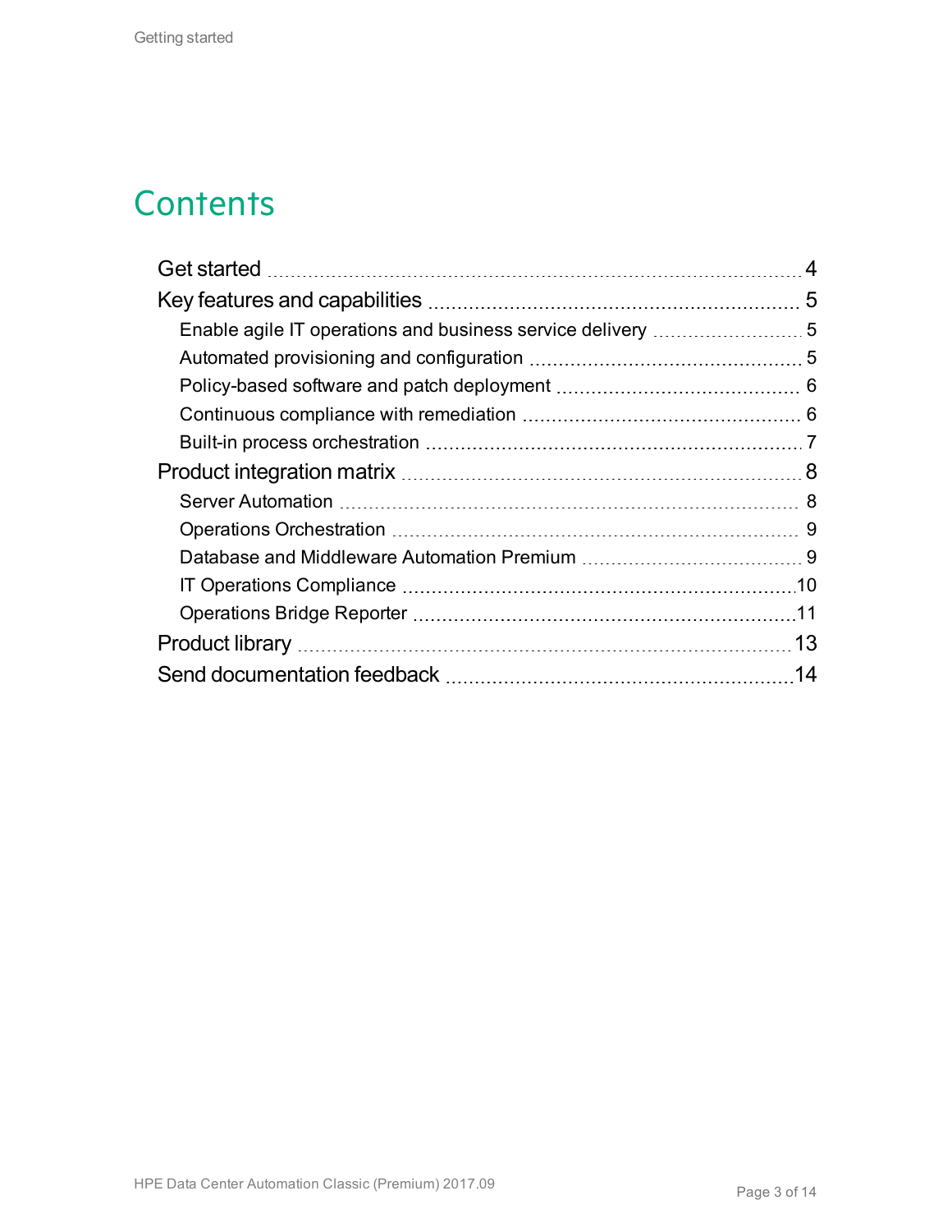# Contents

- Get started 4
- Key features and capabilities 5
  - Enable agile IT operations and business service delivery 5
  - Automated provisioning and configuration 5
  - Policy-based software and patch deployment 6
  - Continuous compliance with remediation 6
  - Built-in process orchestration 7
- Product integration matrix 8
  - Server Automation 8
  - Operations Orchestration 9
  - Database and Middleware Automation Premium 9
  - IT Operations Compliance 10
  - Operations Bridge Reporter 11
- Product library 13
- Send documentation feedback 14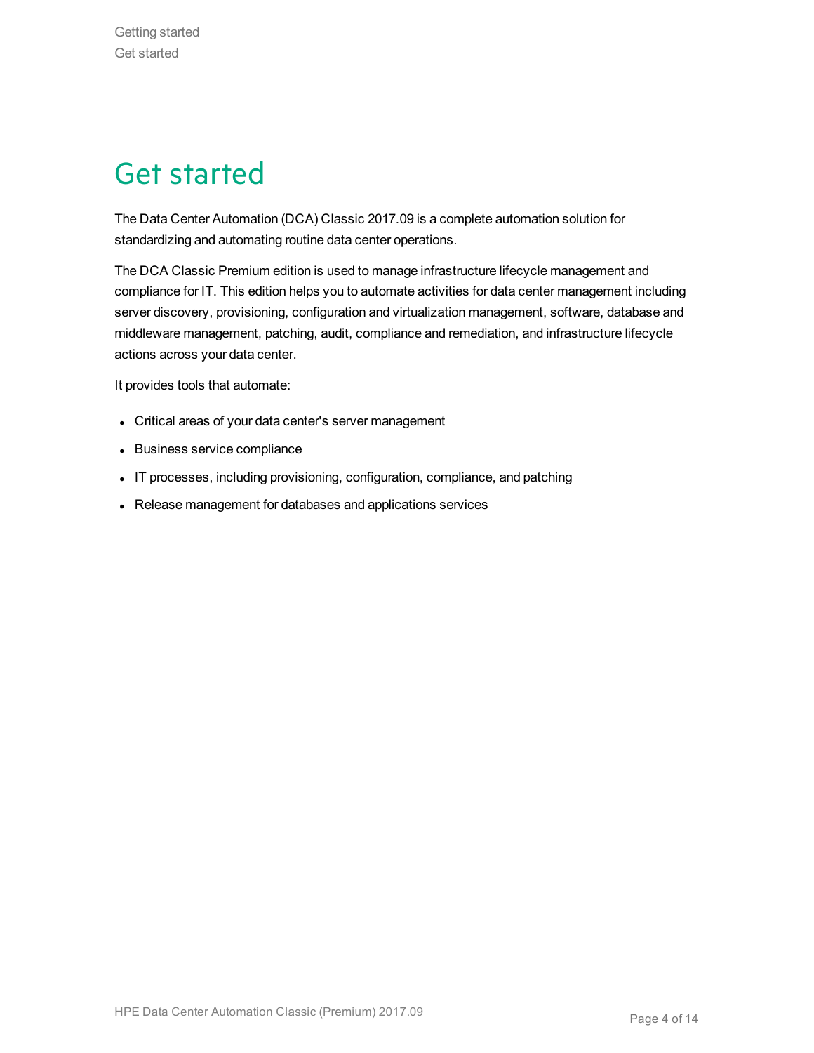# Get started

The Data Center Automation (DCA) Classic 2017.09 is a complete automation solution for standardizing and automating routine data center operations.

The DCA Classic Premium edition is used to manage infrastructure lifecycle management and compliance for IT. This edition helps you to automate activities for data center management including server discovery, provisioning, configuration and virtualization management, software, database and middleware management, patching, audit, compliance and remediation, and infrastructure lifecycle actions across your data center.

It provides tools that automate:

- Critical areas of your data center's server management
- Business service compliance
- IT processes, including provisioning, configuration, compliance, and patching
- Release management for databases and applications services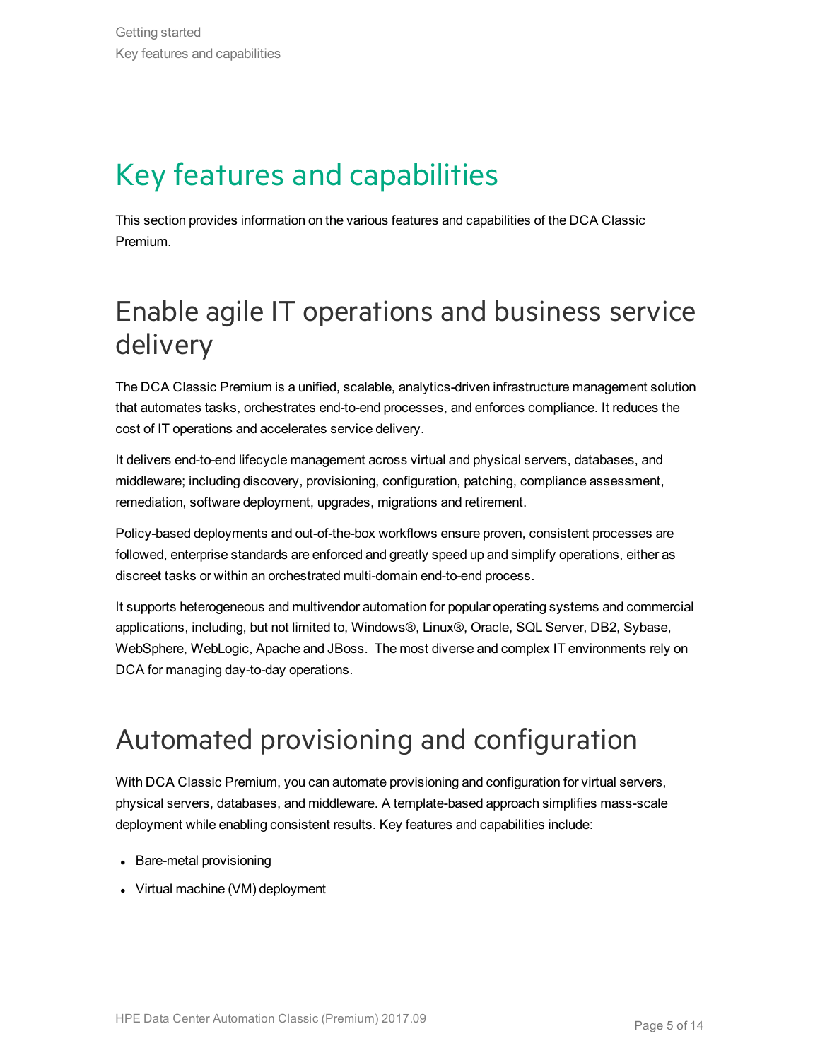# Key features and capabilities

This section provides information on the various features and capabilities of the DCA Classic Premium.

## Enable agile IT operations and business service delivery

The DCA Classic Premium is a unified, scalable, analytics-driven infrastructure management solution that automates tasks, orchestrates end-to-end processes, and enforces compliance. It reduces the cost of IT operations and accelerates service delivery.

It delivers end-to-end lifecycle management across virtual and physical servers, databases, and middleware; including discovery, provisioning, configuration, patching, compliance assessment, remediation, software deployment, upgrades, migrations and retirement.

Policy-based deployments and out-of-the-box workflows ensure proven, consistent processes are followed, enterprise standards are enforced and greatly speed up and simplify operations, either as discreet tasks or within an orchestrated multi-domain end-to-end process.

It supports heterogeneous and multivendor automation for popular operating systems and commercial applications, including, but not limited to, Windows®, Linux®, Oracle, SQL Server, DB2, Sybase, WebSphere, WebLogic, Apache and JBoss. The most diverse and complex IT environments rely on DCA for managing day-to-day operations.

## Automated provisioning and configuration

With DCA Classic Premium, you can automate provisioning and configuration for virtual servers, physical servers, databases, and middleware. A template-based approach simplifies mass-scale deployment while enabling consistent results. Key features and capabilities include:

- Bare-metal provisioning
- Virtual machine (VM) deployment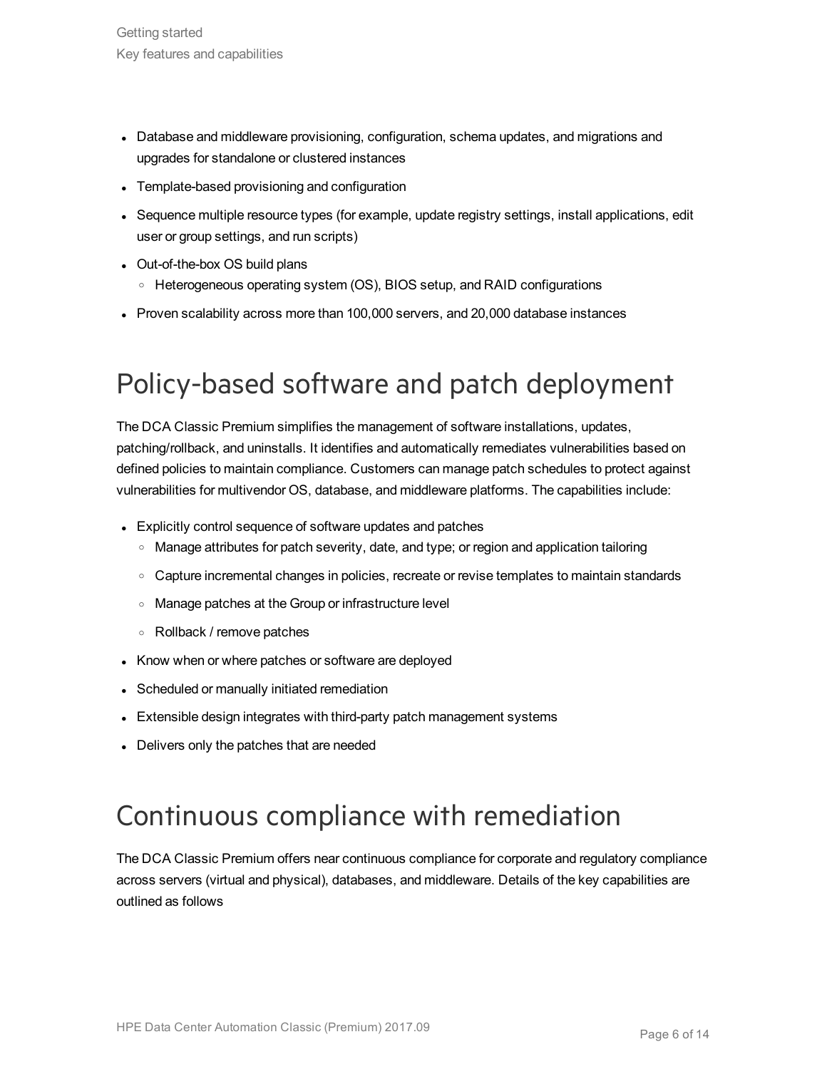- Database and middleware provisioning, configuration, schema updates, and migrations and upgrades for standalone or clustered instances
- Template-based provisioning and configuration
- Sequence multiple resource types (for example, update registry settings, install applications, edit user or group settings, and run scripts)
- Out-of-the-box OS build plans
  - Heterogeneous operating system (OS), BIOS setup, and RAID configurations
- Proven scalability across more than 100,000 servers, and 20,000 database instances

# Policy-based software and patch deployment

The DCA Classic Premium simplifies the management of software installations, updates, patching/rollback, and uninstalls. It identifies and automatically remediates vulnerabilities based on defined policies to maintain compliance. Customers can manage patch schedules to protect against vulnerabilities for multivendor OS, database, and middleware platforms. The capabilities include:

- Explicitly control sequence of software updates and patches
  - Manage attributes for patch severity, date, and type; or region and application tailoring
  - Capture incremental changes in policies, recreate or revise templates to maintain standards
  - Manage patches at the Group or infrastructure level
  - Rollback / remove patches
- Know when or where patches or software are deployed
- Scheduled or manually initiated remediation
- Extensible design integrates with third-party patch management systems
- Delivers only the patches that are needed

# Continuous compliance with remediation

The DCA Classic Premium offers near continuous compliance for corporate and regulatory compliance across servers (virtual and physical), databases, and middleware. Details of the key capabilities are outlined as follows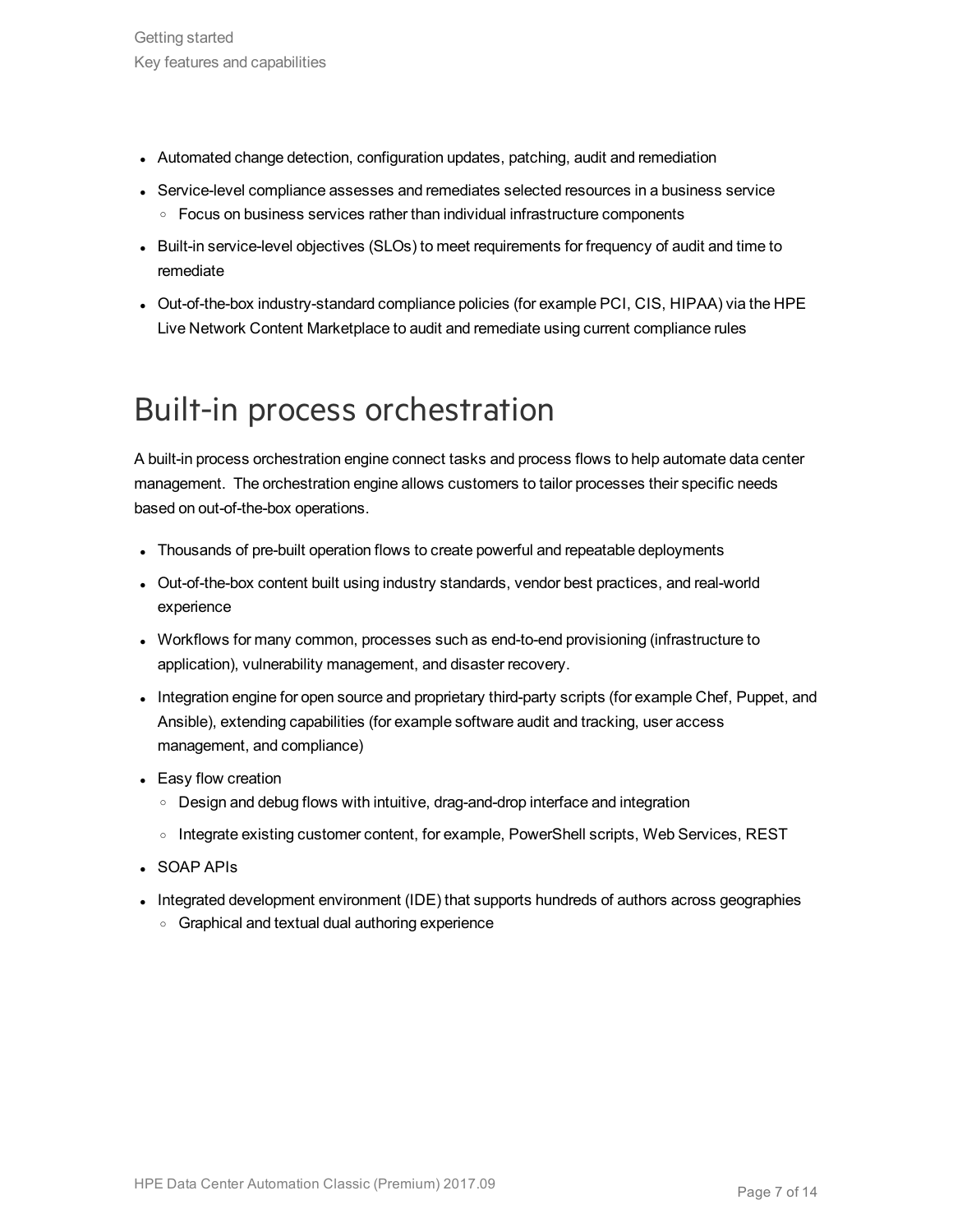- Automated change detection, configuration updates, patching, audit and remediation
- Service-level compliance assesses and remediates selected resources in a business service
  - Focus on business services rather than individual infrastructure components
- Built-in service-level objectives (SLOs) to meet requirements for frequency of audit and time to remediate
- Out-of-the-box industry-standard compliance policies (for example PCI, CIS, HIPAA) via the HPE Live Network Content Marketplace to audit and remediate using current compliance rules

# Built-in process orchestration

A built-in process orchestration engine connect tasks and process flows to help automate data center management. The orchestration engine allows customers to tailor processes their specific needs based on out-of-the-box operations.

- Thousands of pre-built operation flows to create powerful and repeatable deployments
- Out-of-the-box content built using industry standards, vendor best practices, and real-world experience
- Workflows for many common, processes such as end-to-end provisioning (infrastructure to application), vulnerability management, and disaster recovery.
- Integration engine for open source and proprietary third-party scripts (for example Chef, Puppet, and Ansible), extending capabilities (for example software audit and tracking, user access management, and compliance)
- Easy flow creation
  - Design and debug flows with intuitive, drag-and-drop interface and integration
  - Integrate existing customer content, for example, PowerShell scripts, Web Services, REST
- SOAP APIs
- Integrated development environment (IDE) that supports hundreds of authors across geographies
  - Graphical and textual dual authoring experience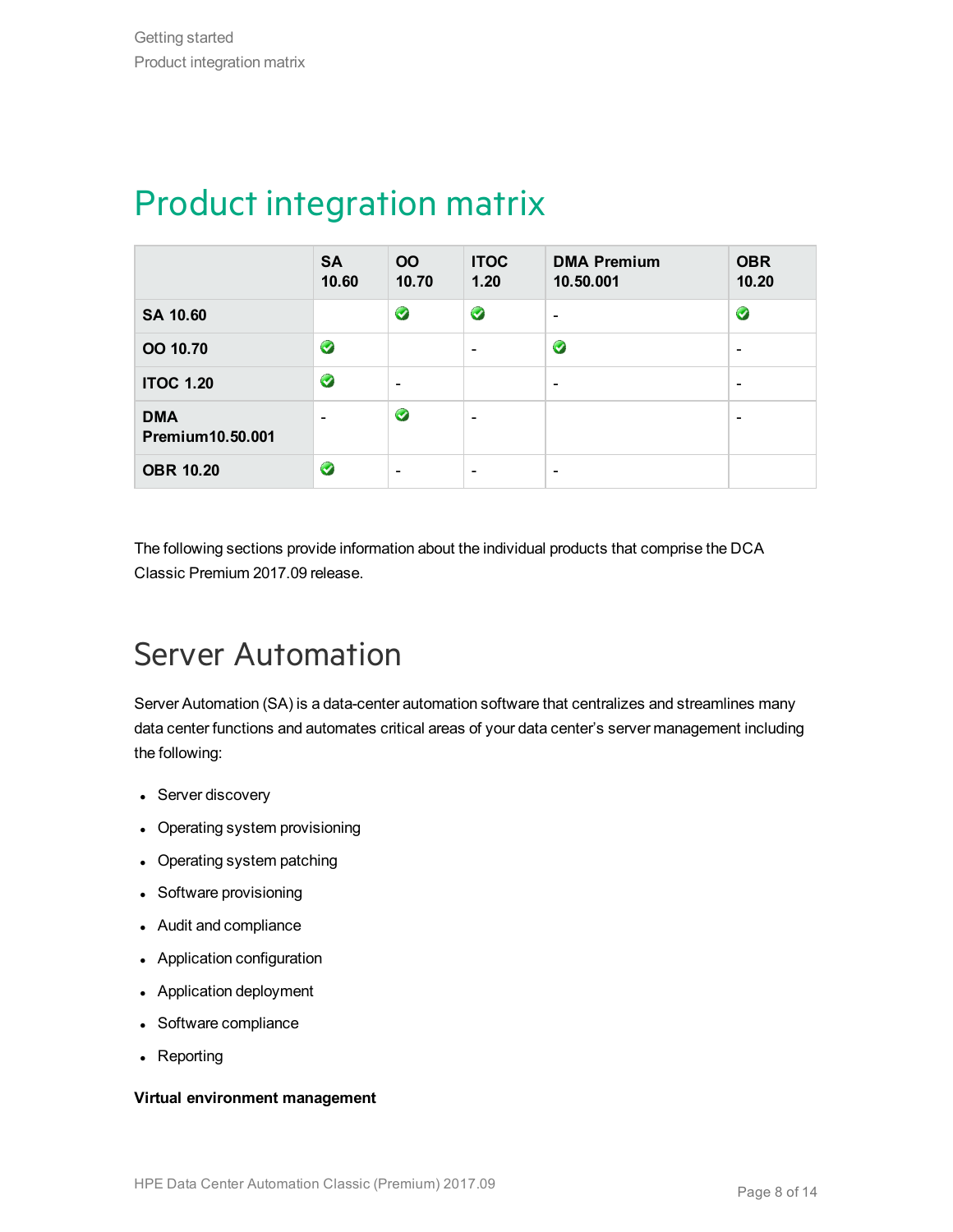# Product integration matrix

| | SA 10.60 | OO 10.70 | ITOC 1.20 | DMA Premium 10.50.001 | OBR 10.20 |
|---|---|---|---|---|---|
| **SA 10.60** | | ✅ | ✅ | - | ✅ |
| **OO 10.70** | ✅ | | - | ✅ | - |
| **ITOC 1.20** | ✅ | - | | - | - |
| **DMA Premium10.50.001** | - | ✅ | - | | - |
| **OBR 10.20** | ✅ | - | - | - | |

The following sections provide information about the individual products that comprise the DCA Classic Premium 2017.09 release.

# Server Automation

Server Automation (SA) is a data-center automation software that centralizes and streamlines many data center functions and automates critical areas of your data center's server management including the following:

- Server discovery
- Operating system provisioning
- Operating system patching
- Software provisioning
- Audit and compliance
- Application configuration
- Application deployment
- Software compliance
- Reporting

**Virtual environment management**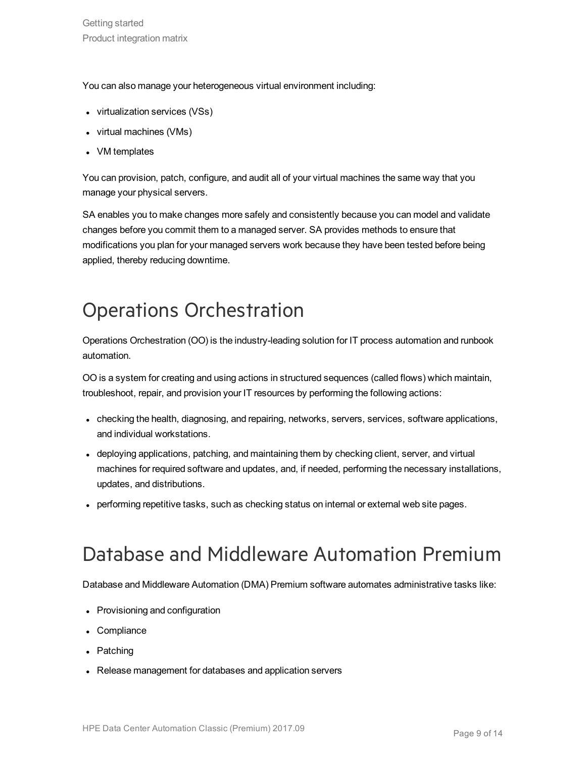You can also manage your heterogeneous virtual environment including:

- virtualization services (VSs)
- virtual machines (VMs)
- VM templates

You can provision, patch, configure, and audit all of your virtual machines the same way that you manage your physical servers.

SA enables you to make changes more safely and consistently because you can model and validate changes before you commit them to a managed server. SA provides methods to ensure that modifications you plan for your managed servers work because they have been tested before being applied, thereby reducing downtime.

# Operations Orchestration

Operations Orchestration (OO) is the industry-leading solution for IT process automation and runbook automation.

OO is a system for creating and using actions in structured sequences (called flows) which maintain, troubleshoot, repair, and provision your IT resources by performing the following actions:

- checking the health, diagnosing, and repairing, networks, servers, services, software applications, and individual workstations.
- deploying applications, patching, and maintaining them by checking client, server, and virtual machines for required software and updates, and, if needed, performing the necessary installations, updates, and distributions.
- performing repetitive tasks, such as checking status on internal or external web site pages.

# Database and Middleware Automation Premium

Database and Middleware Automation (DMA) Premium software automates administrative tasks like:

- Provisioning and configuration
- Compliance
- Patching
- Release management for databases and application servers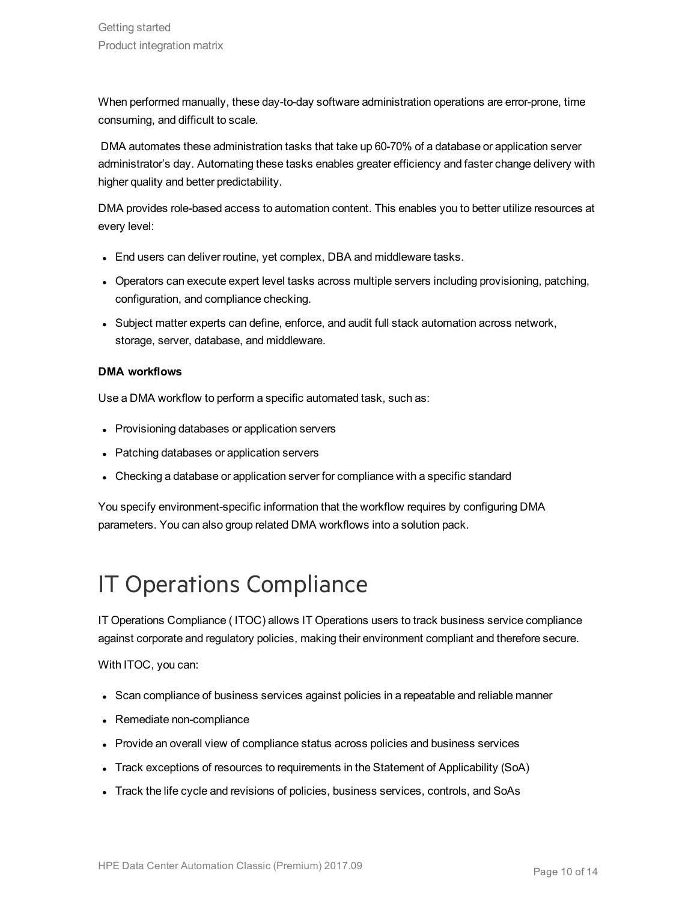When performed manually, these day-to-day software administration operations are error-prone, time consuming, and difficult to scale.

DMA automates these administration tasks that take up 60-70% of a database or application server administrator's day. Automating these tasks enables greater efficiency and faster change delivery with higher quality and better predictability.

DMA provides role-based access to automation content. This enables you to better utilize resources at every level:

- End users can deliver routine, yet complex, DBA and middleware tasks.
- Operators can execute expert level tasks across multiple servers including provisioning, patching, configuration, and compliance checking.
- Subject matter experts can define, enforce, and audit full stack automation across network, storage, server, database, and middleware.

**DMA workflows**

Use a DMA workflow to perform a specific automated task, such as:

- Provisioning databases or application servers
- Patching databases or application servers
- Checking a database or application server for compliance with a specific standard

You specify environment-specific information that the workflow requires by configuring DMA parameters. You can also group related DMA workflows into a solution pack.

# IT Operations Compliance

IT Operations Compliance ( ITOC) allows IT Operations users to track business service compliance against corporate and regulatory policies, making their environment compliant and therefore secure.

With ITOC, you can:

- Scan compliance of business services against policies in a repeatable and reliable manner
- Remediate non-compliance
- Provide an overall view of compliance status across policies and business services
- Track exceptions of resources to requirements in the Statement of Applicability (SoA)
- Track the life cycle and revisions of policies, business services, controls, and SoAs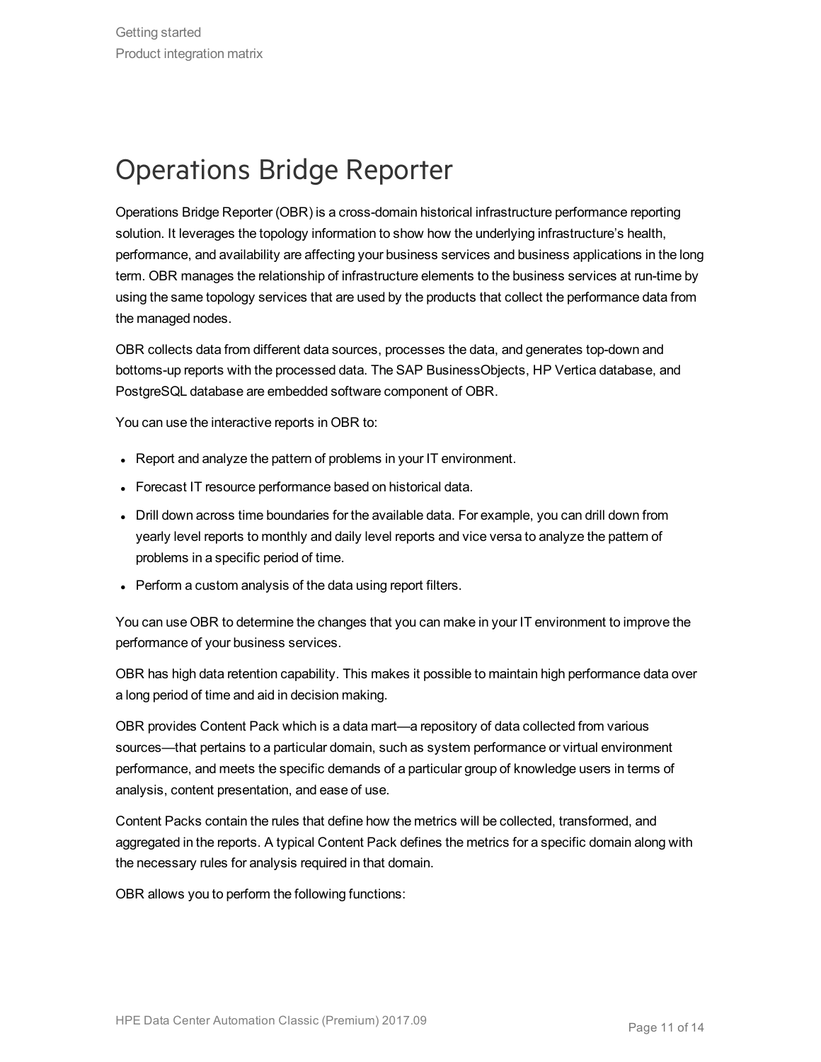# Operations Bridge Reporter

Operations Bridge Reporter (OBR) is a cross-domain historical infrastructure performance reporting solution. It leverages the topology information to show how the underlying infrastructure's health, performance, and availability are affecting your business services and business applications in the long term. OBR manages the relationship of infrastructure elements to the business services at run-time by using the same topology services that are used by the products that collect the performance data from the managed nodes.

OBR collects data from different data sources, processes the data, and generates top-down and bottoms-up reports with the processed data. The SAP BusinessObjects, HP Vertica database, and PostgreSQL database are embedded software component of OBR.

You can use the interactive reports in OBR to:

- Report and analyze the pattern of problems in your IT environment.
- Forecast IT resource performance based on historical data.
- Drill down across time boundaries for the available data. For example, you can drill down from yearly level reports to monthly and daily level reports and vice versa to analyze the pattern of problems in a specific period of time.
- Perform a custom analysis of the data using report filters.

You can use OBR to determine the changes that you can make in your IT environment to improve the performance of your business services.

OBR has high data retention capability. This makes it possible to maintain high performance data over a long period of time and aid in decision making.

OBR provides Content Pack which is a data mart—a repository of data collected from various sources—that pertains to a particular domain, such as system performance or virtual environment performance, and meets the specific demands of a particular group of knowledge users in terms of analysis, content presentation, and ease of use.

Content Packs contain the rules that define how the metrics will be collected, transformed, and aggregated in the reports. A typical Content Pack defines the metrics for a specific domain along with the necessary rules for analysis required in that domain.

OBR allows you to perform the following functions: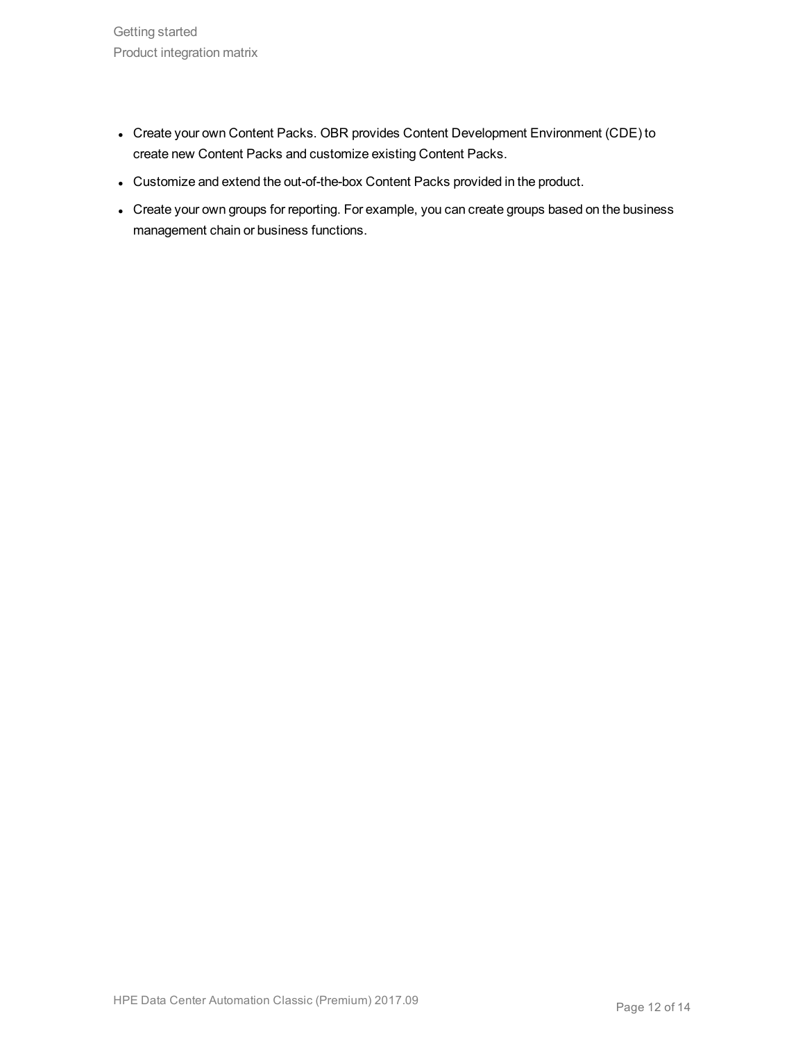- Create your own Content Packs. OBR provides Content Development Environment (CDE) to create new Content Packs and customize existing Content Packs.
- Customize and extend the out-of-the-box Content Packs provided in the product.
- Create your own groups for reporting. For example, you can create groups based on the business management chain or business functions.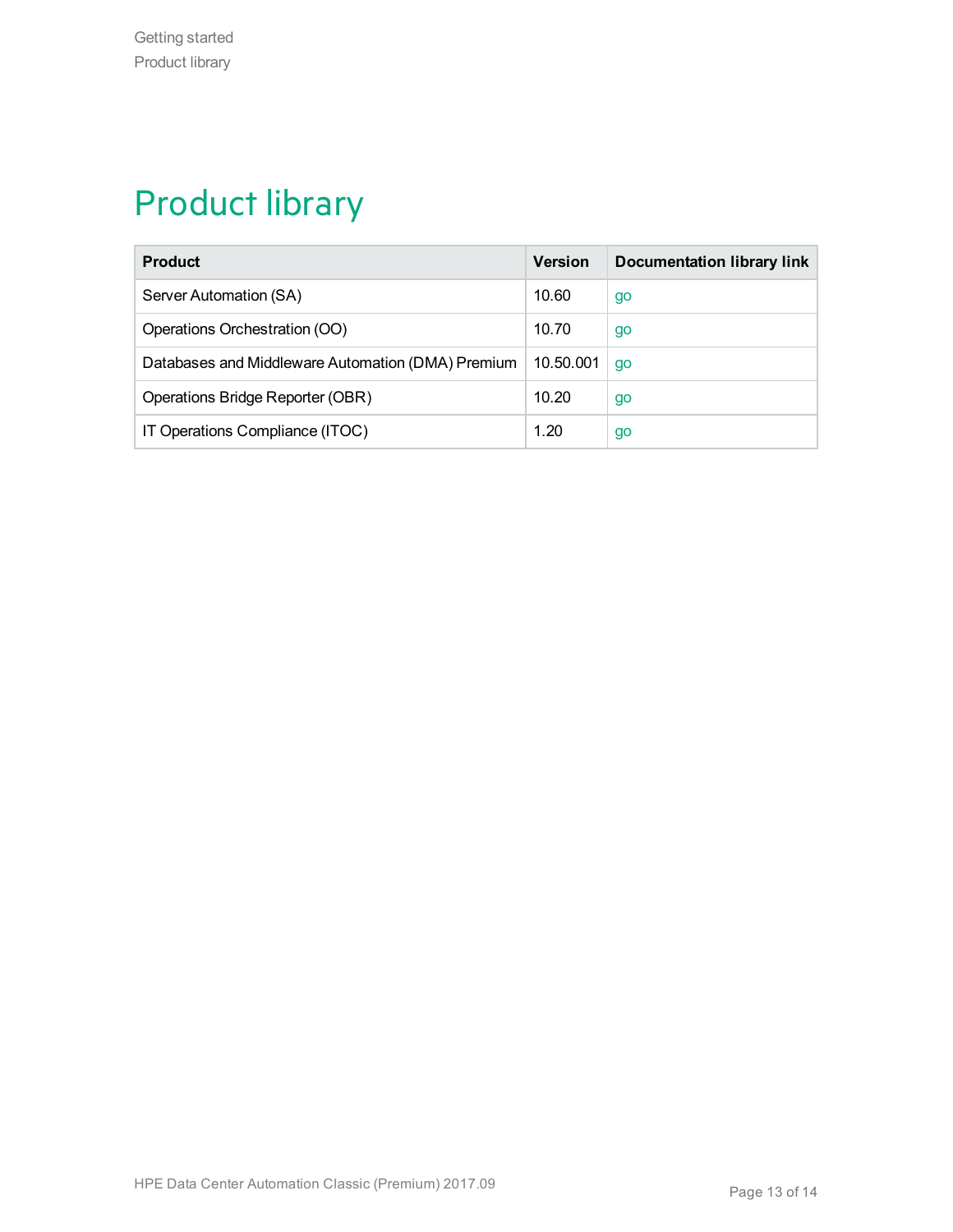# Product library

| Product | Version | Documentation library link |
| --- | --- | --- |
| Server Automation (SA) | 10.60 | go |
| Operations Orchestration (OO) | 10.70 | go |
| Databases and Middleware Automation (DMA) Premium | 10.50.001 | go |
| Operations Bridge Reporter (OBR) | 10.20 | go |
| IT Operations Compliance (ITOC) | 1.20 | go |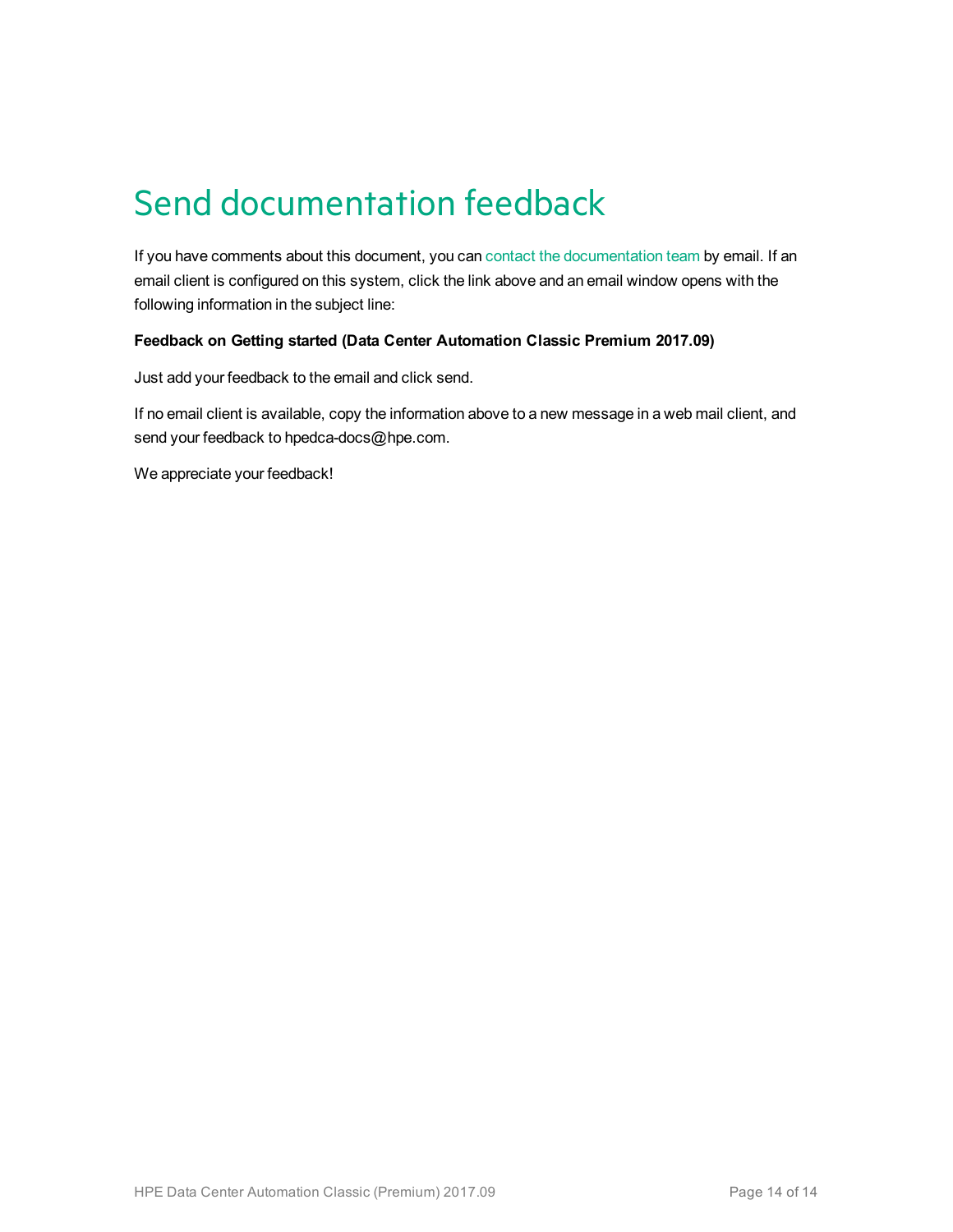# Send documentation feedback

If you have comments about this document, you can contact the documentation team by email. If an email client is configured on this system, click the link above and an email window opens with the following information in the subject line:

**Feedback on Getting started (Data Center Automation Classic Premium 2017.09)**

Just add your feedback to the email and click send.

If no email client is available, copy the information above to a new message in a web mail client, and send your feedback to hpedca-docs@hpe.com.

We appreciate your feedback!